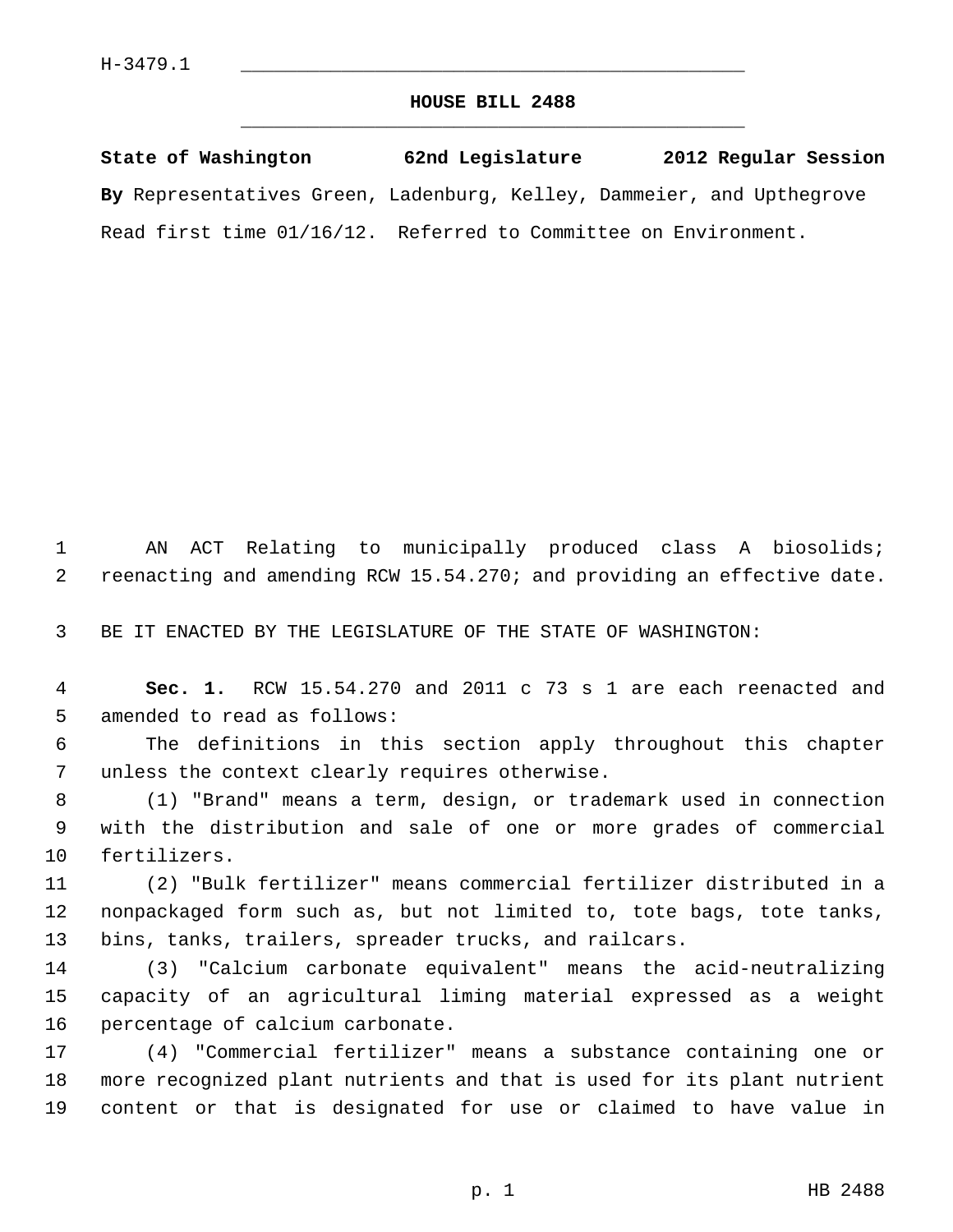H-3479.1

# HOUSE BILL 2488

**State of Washington 62nd Legislature 2012 Regular Session**

**By** Representatives Green, Ladenburg, Kelley, Dammeier, and Upthegrove

Read first time 01/16/12. Referred to Committee on Environment.

AN ACT Relating to municipally produced class A biosolids; reenacting and amending RCW 15.54.270; and providing an effective date.

BE IT ENACTED BY THE LEGISLATURE OF THE STATE OF WASHINGTON:

**Sec. 1.** RCW 15.54.270 and 2011 c 73 s 1 are each reenacted and amended to read as follows:

The definitions in this section apply throughout this chapter unless the context clearly requires otherwise.

(1) "Brand" means a term, design, or trademark used in connection with the distribution and sale of one or more grades of commercial fertilizers.

(2) "Bulk fertilizer" means commercial fertilizer distributed in a nonpackaged form such as, but not limited to, tote bags, tote tanks, bins, tanks, trailers, spreader trucks, and railcars.

(3) "Calcium carbonate equivalent" means the acid-neutralizing capacity of an agricultural liming material expressed as a weight percentage of calcium carbonate.

(4) "Commercial fertilizer" means a substance containing one or more recognized plant nutrients and that is used for its plant nutrient content or that is designated for use or claimed to have value in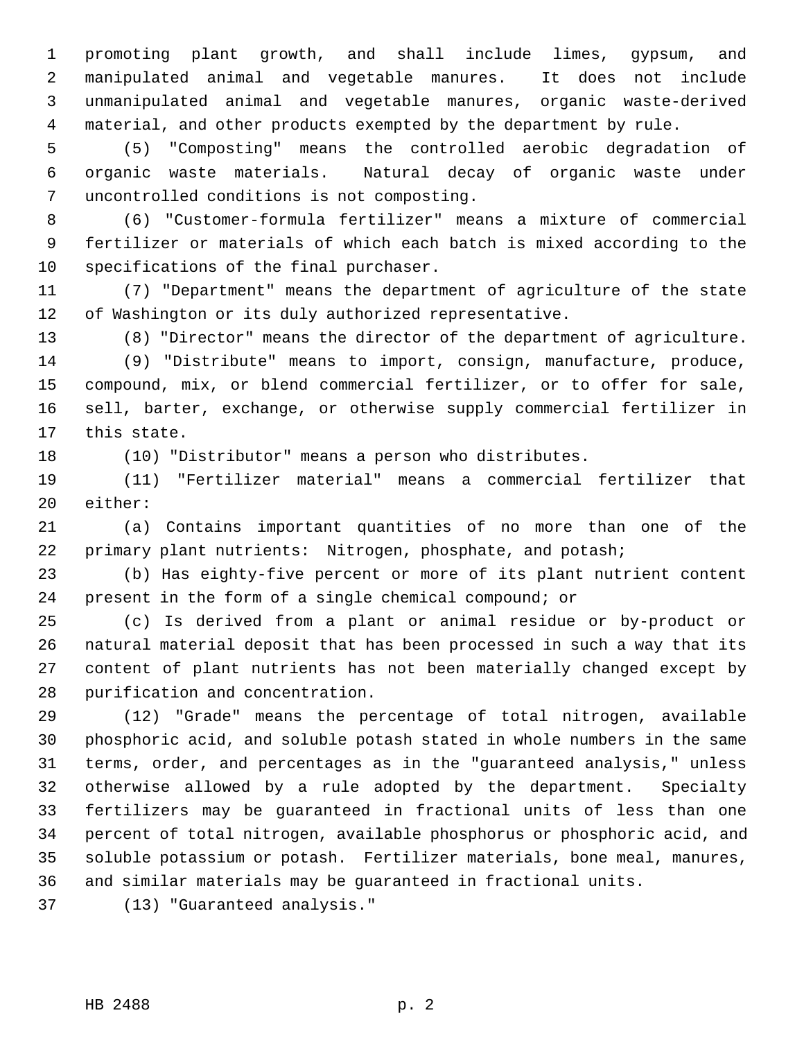promoting plant growth, and shall include limes, gypsum, and manipulated animal and vegetable manures. It does not include unmanipulated animal and vegetable manures, organic waste-derived material, and other products exempted by the department by rule.

(5) "Composting" means the controlled aerobic degradation of organic waste materials. Natural decay of organic waste under uncontrolled conditions is not composting.

(6) "Customer-formula fertilizer" means a mixture of commercial fertilizer or materials of which each batch is mixed according to the specifications of the final purchaser.

(7) "Department" means the department of agriculture of the state of Washington or its duly authorized representative.

(8) "Director" means the director of the department of agriculture.

(9) "Distribute" means to import, consign, manufacture, produce, compound, mix, or blend commercial fertilizer, or to offer for sale, sell, barter, exchange, or otherwise supply commercial fertilizer in this state.

(10) "Distributor" means a person who distributes.

(11) "Fertilizer material" means a commercial fertilizer that either:

(a) Contains important quantities of no more than one of the primary plant nutrients: Nitrogen, phosphate, and potash;

(b) Has eighty-five percent or more of its plant nutrient content present in the form of a single chemical compound; or

(c) Is derived from a plant or animal residue or by-product or natural material deposit that has been processed in such a way that its content of plant nutrients has not been materially changed except by purification and concentration.

(12) "Grade" means the percentage of total nitrogen, available phosphoric acid, and soluble potash stated in whole numbers in the same terms, order, and percentages as in the "guaranteed analysis," unless otherwise allowed by a rule adopted by the department. Specialty fertilizers may be guaranteed in fractional units of less than one percent of total nitrogen, available phosphorus or phosphoric acid, and soluble potassium or potash. Fertilizer materials, bone meal, manures, and similar materials may be guaranteed in fractional units.

(13) "Guaranteed analysis."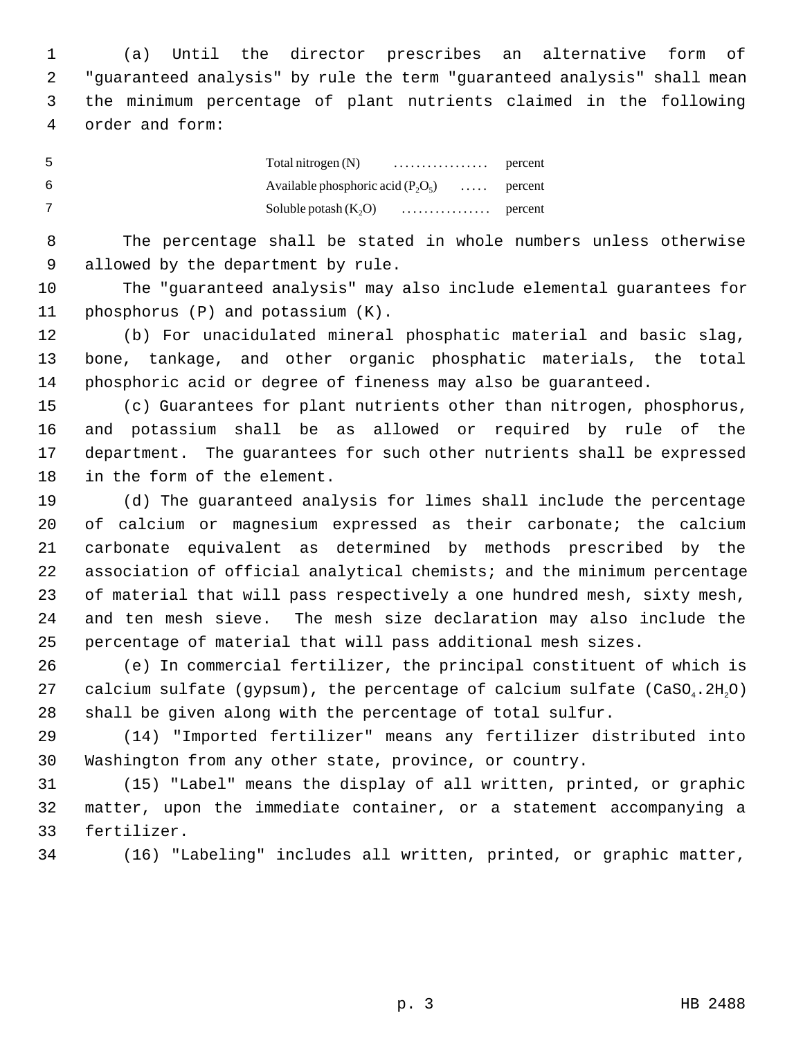(a) Until the director prescribes an alternative form of "guaranteed analysis" by rule the term "guaranteed analysis" shall mean the minimum percentage of plant nutrients claimed in the following order and form:

| | | |
|---|---|---|
| Total nitrogen (N) | ................. | percent |
| Available phosphoric acid ($P_2O_5$) | ..... | percent |
| Soluble potash ($K_2O$) | ................ | percent |

The percentage shall be stated in whole numbers unless otherwise allowed by the department by rule.

The "guaranteed analysis" may also include elemental guarantees for phosphorus (P) and potassium (K).

(b) For unacidulated mineral phosphatic material and basic slag, bone, tankage, and other organic phosphatic materials, the total phosphoric acid or degree of fineness may also be guaranteed.

(c) Guarantees for plant nutrients other than nitrogen, phosphorus, and potassium shall be as allowed or required by rule of the department. The guarantees for such other nutrients shall be expressed in the form of the element.

(d) The guaranteed analysis for limes shall include the percentage of calcium or magnesium expressed as their carbonate; the calcium carbonate equivalent as determined by methods prescribed by the association of official analytical chemists; and the minimum percentage of material that will pass respectively a one hundred mesh, sixty mesh, and ten mesh sieve. The mesh size declaration may also include the percentage of material that will pass additional mesh sizes.

(e) In commercial fertilizer, the principal constituent of which is calcium sulfate (gypsum), the percentage of calcium sulfate ($CaSO_4.2H_2O$) shall be given along with the percentage of total sulfur.

(14) "Imported fertilizer" means any fertilizer distributed into Washington from any other state, province, or country.

(15) "Label" means the display of all written, printed, or graphic matter, upon the immediate container, or a statement accompanying a fertilizer.

(16) "Labeling" includes all written, printed, or graphic matter,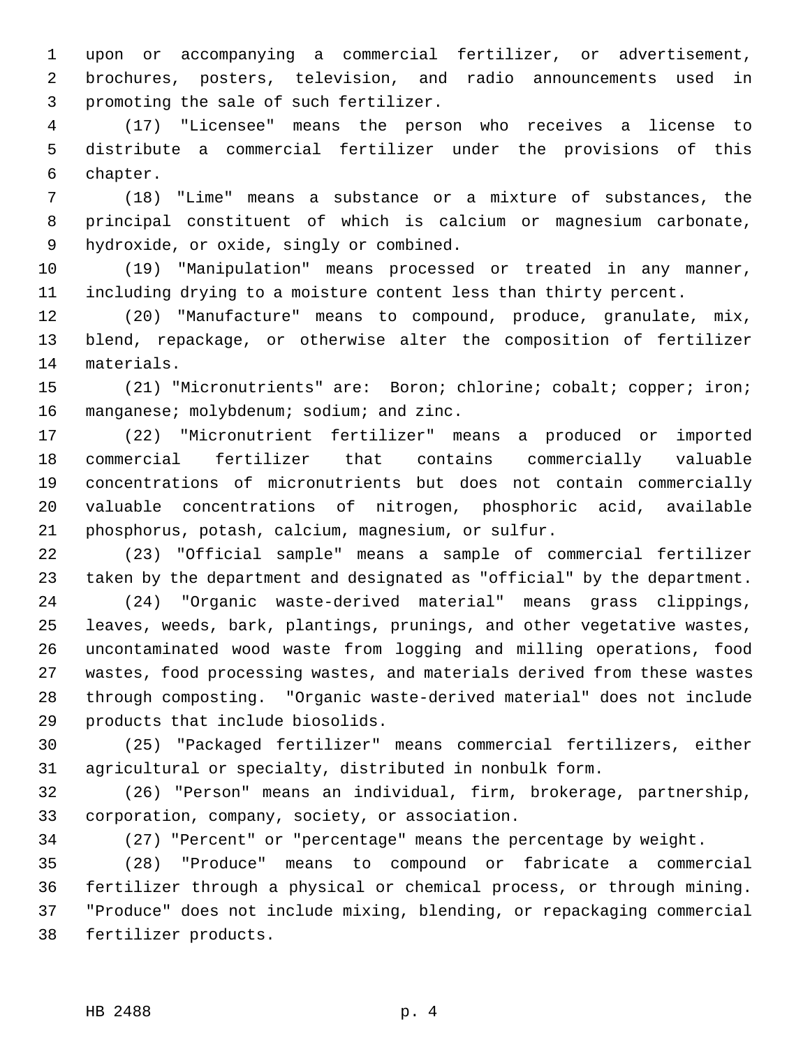upon or accompanying a commercial fertilizer, or advertisement, brochures, posters, television, and radio announcements used in promoting the sale of such fertilizer.

(17) "Licensee" means the person who receives a license to distribute a commercial fertilizer under the provisions of this chapter.

(18) "Lime" means a substance or a mixture of substances, the principal constituent of which is calcium or magnesium carbonate, hydroxide, or oxide, singly or combined.

(19) "Manipulation" means processed or treated in any manner, including drying to a moisture content less than thirty percent.

(20) "Manufacture" means to compound, produce, granulate, mix, blend, repackage, or otherwise alter the composition of fertilizer materials.

(21) "Micronutrients" are: Boron; chlorine; cobalt; copper; iron; manganese; molybdenum; sodium; and zinc.

(22) "Micronutrient fertilizer" means a produced or imported commercial fertilizer that contains commercially valuable concentrations of micronutrients but does not contain commercially valuable concentrations of nitrogen, phosphoric acid, available phosphorus, potash, calcium, magnesium, or sulfur.

(23) "Official sample" means a sample of commercial fertilizer taken by the department and designated as "official" by the department.

(24) "Organic waste-derived material" means grass clippings, leaves, weeds, bark, plantings, prunings, and other vegetative wastes, uncontaminated wood waste from logging and milling operations, food wastes, food processing wastes, and materials derived from these wastes through composting. "Organic waste-derived material" does not include products that include biosolids.

(25) "Packaged fertilizer" means commercial fertilizers, either agricultural or specialty, distributed in nonbulk form.

(26) "Person" means an individual, firm, brokerage, partnership, corporation, company, society, or association.

(27) "Percent" or "percentage" means the percentage by weight.

(28) "Produce" means to compound or fabricate a commercial fertilizer through a physical or chemical process, or through mining. "Produce" does not include mixing, blending, or repackaging commercial fertilizer products.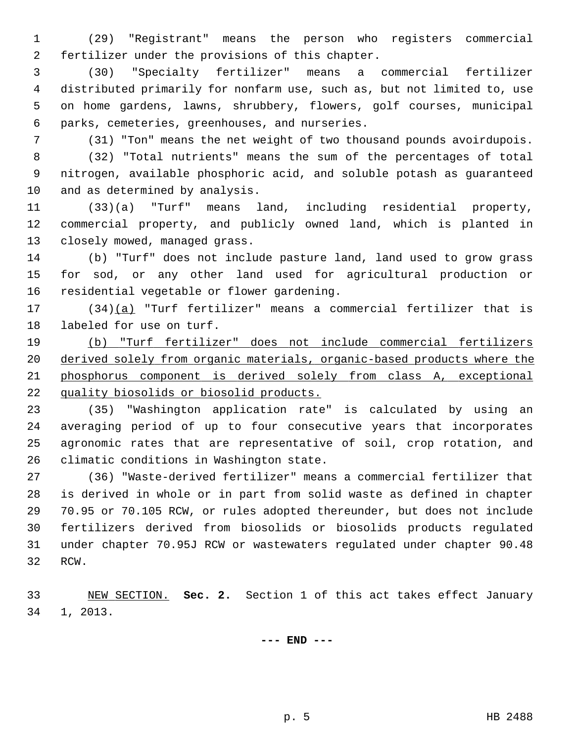(29) "Registrant" means the person who registers commercial fertilizer under the provisions of this chapter.

(30) "Specialty fertilizer" means a commercial fertilizer distributed primarily for nonfarm use, such as, but not limited to, use on home gardens, lawns, shrubbery, flowers, golf courses, municipal parks, cemeteries, greenhouses, and nurseries.

(31) "Ton" means the net weight of two thousand pounds avoirdupois.

(32) "Total nutrients" means the sum of the percentages of total nitrogen, available phosphoric acid, and soluble potash as guaranteed and as determined by analysis.

(33)(a) "Turf" means land, including residential property, commercial property, and publicly owned land, which is planted in closely mowed, managed grass.

(b) "Turf" does not include pasture land, land used to grow grass for sod, or any other land used for agricultural production or residential vegetable or flower gardening.

(34)<u>(a)</u> "Turf fertilizer" means a commercial fertilizer that is labeled for use on turf.

<u>(b) "Turf fertilizer" does not include commercial fertilizers derived solely from organic materials, organic-based products where the phosphorus component is derived solely from class A, exceptional quality biosolids or biosolid products.</u>

(35) "Washington application rate" is calculated by using an averaging period of up to four consecutive years that incorporates agronomic rates that are representative of soil, crop rotation, and climatic conditions in Washington state.

(36) "Waste-derived fertilizer" means a commercial fertilizer that is derived in whole or in part from solid waste as defined in chapter 70.95 or 70.105 RCW, or rules adopted thereunder, but does not include fertilizers derived from biosolids or biosolids products regulated under chapter 70.95J RCW or wastewaters regulated under chapter 90.48 RCW.

<u>NEW SECTION.</u> **Sec. 2.** Section 1 of this act takes effect January 1, 2013.

**--- END ---**